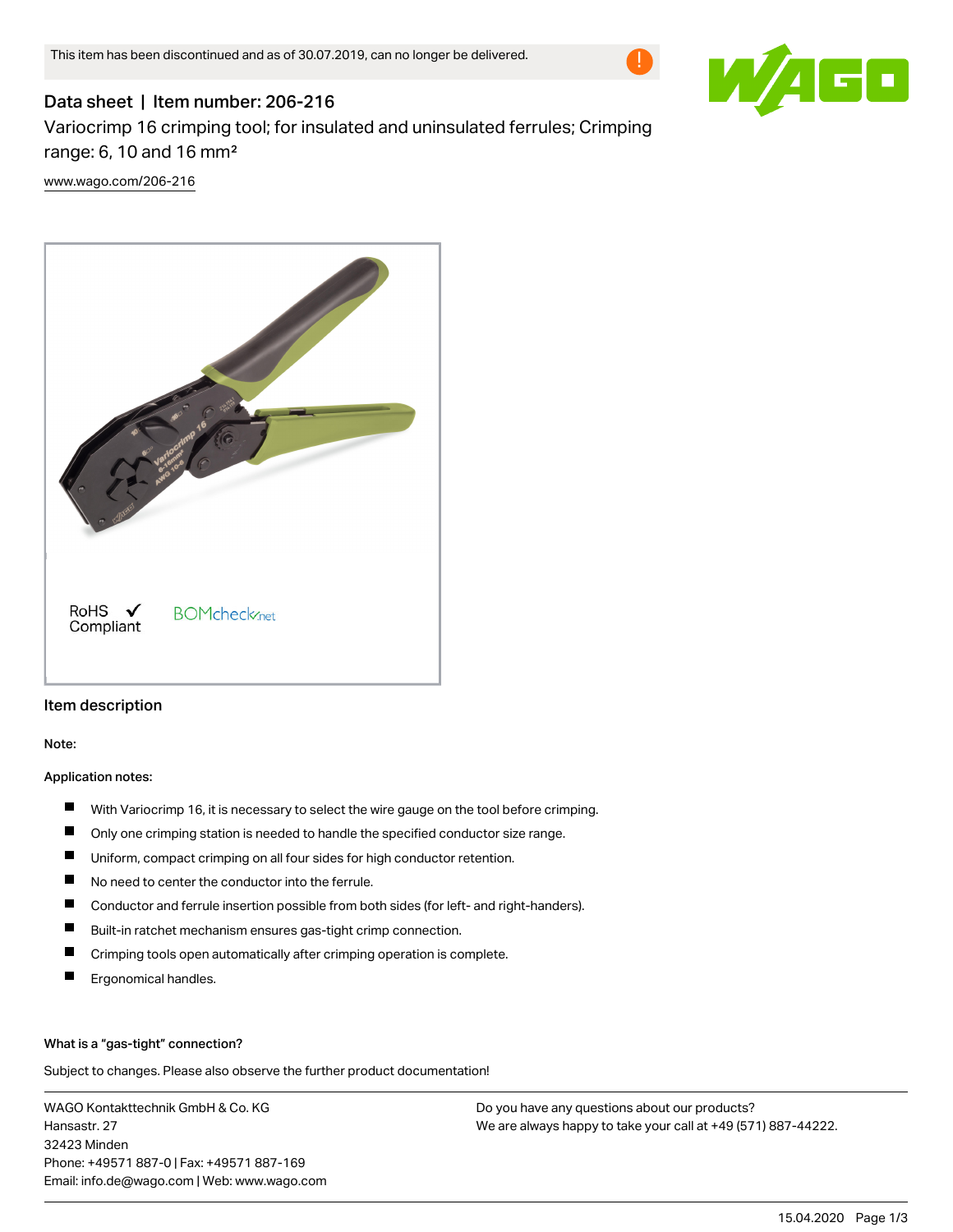This item has been discontinued and as of 30.07.2019, can no longer be delivered.

# Data sheet | Item number: 206-216

Variocrimp 16 crimping tool; for insulated and uninsulated ferrules; Crimping range: 6, 10 and 16 mm²

www.wago.com/206-216

RoHS ✓ Compliant

BOMcheck.net

## Item description

**Note:**

**Application notes:**

- With Variocrimp 16, it is necessary to select the wire gauge on the tool before crimping.
- Only one crimping station is needed to handle the specified conductor size range.
- Uniform, compact crimping on all four sides for high conductor retention.
- No need to center the conductor into the ferrule.
- Conductor and ferrule insertion possible from both sides (for left- and right-handers).
- Built-in ratchet mechanism ensures gas-tight crimp connection.
- Crimping tools open automatically after crimping operation is complete.
- Ergonomical handles.

**What is a "gas-tight" connection?**

Subject to changes. Please also observe the further product documentation!

WAGO Kontakttechnik GmbH & Co. KG
Hansastr. 27
32423 Minden
Phone: +49571 887-0 | Fax: +49571 887-169
Email: info.de@wago.com | Web: www.wago.com

Do you have any questions about our products?
We are always happy to take your call at +49 (571) 887-44222.

15.04.2020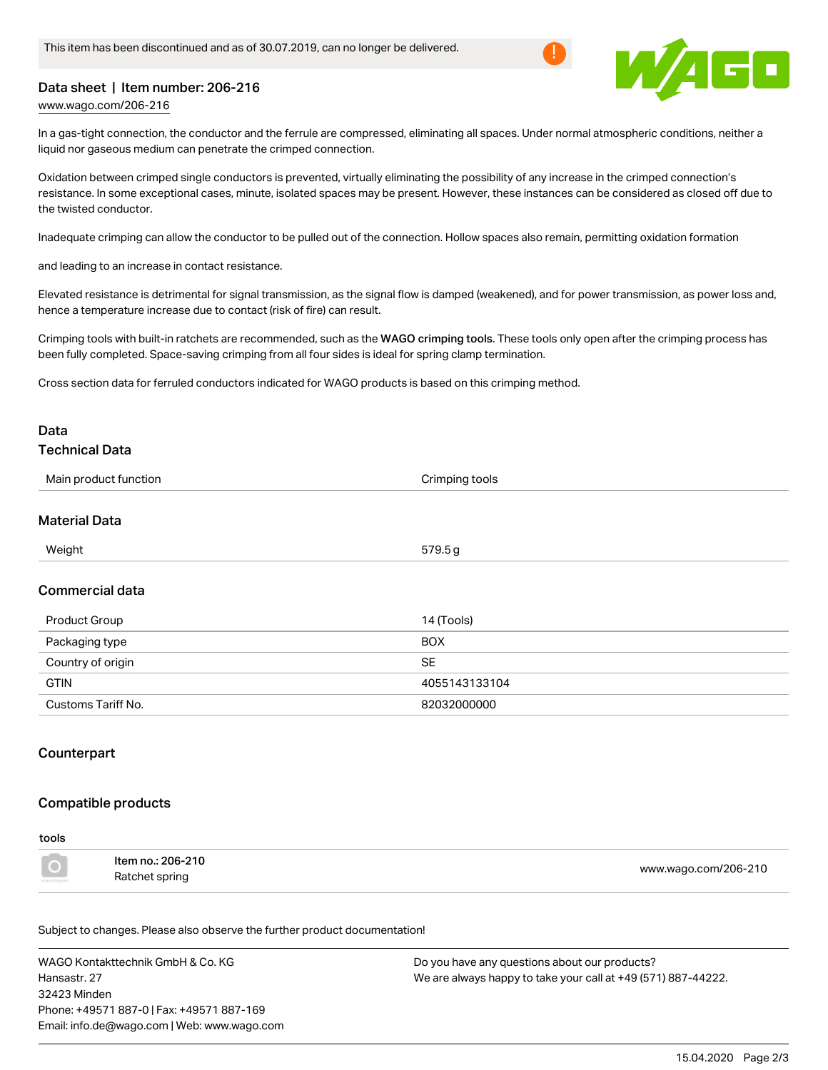This item has been discontinued and as of 30.07.2019, can no longer be delivered.

Data sheet | Item number: 206-216

www.wago.com/206-216

In a gas-tight connection, the conductor and the ferrule are compressed, eliminating all spaces. Under normal atmospheric conditions, neither a liquid nor gaseous medium can penetrate the crimped connection.

Oxidation between crimped single conductors is prevented, virtually eliminating the possibility of any increase in the crimped connection's resistance. In some exceptional cases, minute, isolated spaces may be present. However, these instances can be considered as closed off due to the twisted conductor.

Inadequate crimping can allow the conductor to be pulled out of the connection. Hollow spaces also remain, permitting oxidation formation

and leading to an increase in contact resistance.

Elevated resistance is detrimental for signal transmission, as the signal flow is damped (weakened), and for power transmission, as power loss and, hence a temperature increase due to contact (risk of fire) can result.

Crimping tools with built-in ratchets are recommended, such as the **WAGO crimping tools**. These tools only open after the crimping process has been fully completed. Space-saving crimping from all four sides is ideal for spring clamp termination.

Cross section data for ferruled conductors indicated for WAGO products is based on this crimping method.

## Data

### Technical Data

| | |
|---|---|
| Main product function | Crimping tools |

### Material Data

| | |
|---|---|
| Weight | 579.5 g |

### Commercial data

| | |
|---|---|
| Product Group | 14 (Tools) |
| Packaging type | BOX |
| Country of origin | SE |
| GTIN | 4055143133104 |
| Customs Tariff No. | 82032000000 |

## Counterpart

## Compatible products

tools

| | |
|---|---|
| Item no.: 206-210<br>Ratchet spring | www.wago.com/206-210 |

Subject to changes. Please also observe the further product documentation!

WAGO Kontakttechnik GmbH & Co. KG
Hansastr. 27
32423 Minden
Phone: +49571 887-0 | Fax: +49571 887-169
Email: info.de@wago.com | Web: www.wago.com

Do you have any questions about our products?
We are always happy to take your call at +49 (571) 887-44222.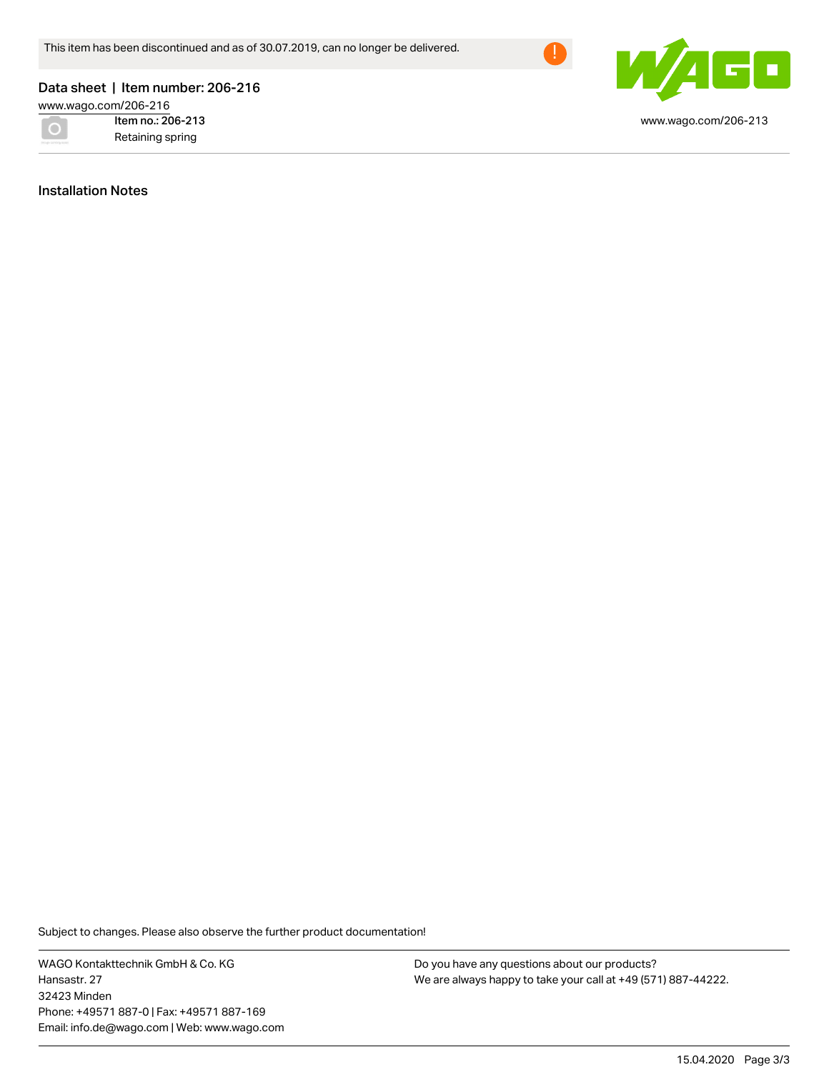This item has been discontinued and as of 30.07.2019, can no longer be delivered.

Data sheet | Item number: 206-216

www.wago.com/206-216

Item no.: 206-213

Retaining spring

www.wago.com/206-213

## Installation Notes

Subject to changes. Please also observe the further product documentation!

WAGO Kontakttechnik GmbH & Co. KG
Hansastr. 27
32423 Minden
Phone: +49571 887-0 | Fax: +49571 887-169
Email: info.de@wago.com | Web: www.wago.com

Do you have any questions about our products?
We are always happy to take your call at +49 (571) 887-44222.

15.04.2020